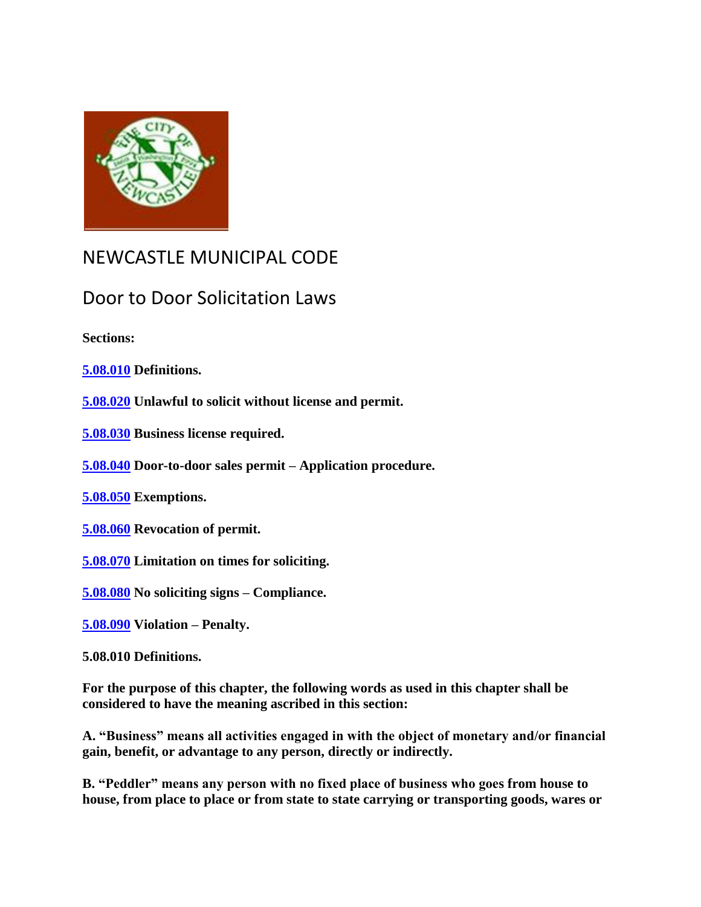# NEWCASTLE MUNICIPAL CODE

## Door to Door Solicitation Laws

**Sections:**

**[5.08.010] Definitions.**

**[5.08.020] Unlawful to solicit without license and permit.**

**[5.08.030] Business license required.**

**[5.08.040] Door-to-door sales permit – Application procedure.**

**[5.08.050] Exemptions.**

**[5.08.060] Revocation of permit.**

**[5.08.070] Limitation on times for soliciting.**

**[5.08.080] No soliciting signs – Compliance.**

**[5.08.090] Violation – Penalty.**

**5.08.010 Definitions.**

**For the purpose of this chapter, the following words as used in this chapter shall be considered to have the meaning ascribed in this section:**

**A. "Business" means all activities engaged in with the object of monetary and/or financial gain, benefit, or advantage to any person, directly or indirectly.**

**B. "Peddler" means any person with no fixed place of business who goes from house to house, from place to place or from state to state carrying or transporting goods, wares or**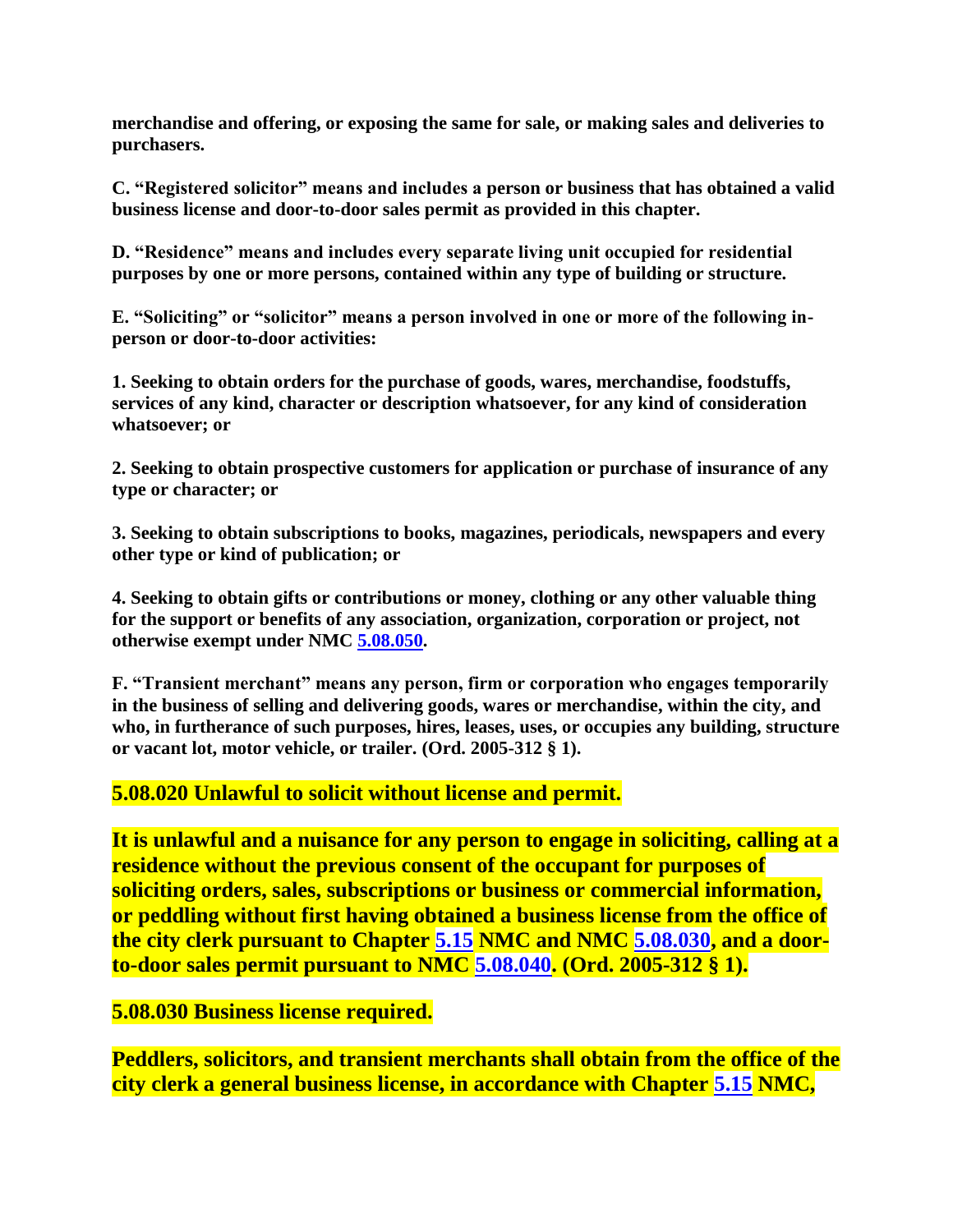**merchandise and offering, or exposing the same for sale, or making sales and deliveries to purchasers.**

**C. "Registered solicitor" means and includes a person or business that has obtained a valid business license and door-to-door sales permit as provided in this chapter.**

**D. "Residence" means and includes every separate living unit occupied for residential purposes by one or more persons, contained within any type of building or structure.**

**E. "Soliciting" or "solicitor" means a person involved in one or more of the following in-person or door-to-door activities:**

**1. Seeking to obtain orders for the purchase of goods, wares, merchandise, foodstuffs, services of any kind, character or description whatsoever, for any kind of consideration whatsoever; or**

**2. Seeking to obtain prospective customers for application or purchase of insurance of any type or character; or**

**3. Seeking to obtain subscriptions to books, magazines, periodicals, newspapers and every other type or kind of publication; or**

**4. Seeking to obtain gifts or contributions or money, clothing or any other valuable thing for the support or benefits of any association, organization, corporation or project, not otherwise exempt under NMC 5.08.050.**

**F. "Transient merchant" means any person, firm or corporation who engages temporarily in the business of selling and delivering goods, wares or merchandise, within the city, and who, in furtherance of such purposes, hires, leases, uses, or occupies any building, structure or vacant lot, motor vehicle, or trailer. (Ord. 2005-312 § 1).**

### 5.08.020 Unlawful to solicit without license and permit.

**It is unlawful and a nuisance for any person to engage in soliciting, calling at a residence without the previous consent of the occupant for purposes of soliciting orders, sales, subscriptions or business or commercial information, or peddling without first having obtained a business license from the office of the city clerk pursuant to Chapter 5.15 NMC and NMC 5.08.030, and a door-to-door sales permit pursuant to NMC 5.08.040. (Ord. 2005-312 § 1).**

### 5.08.030 Business license required.

**Peddlers, solicitors, and transient merchants shall obtain from the office of the city clerk a general business license, in accordance with Chapter 5.15 NMC,**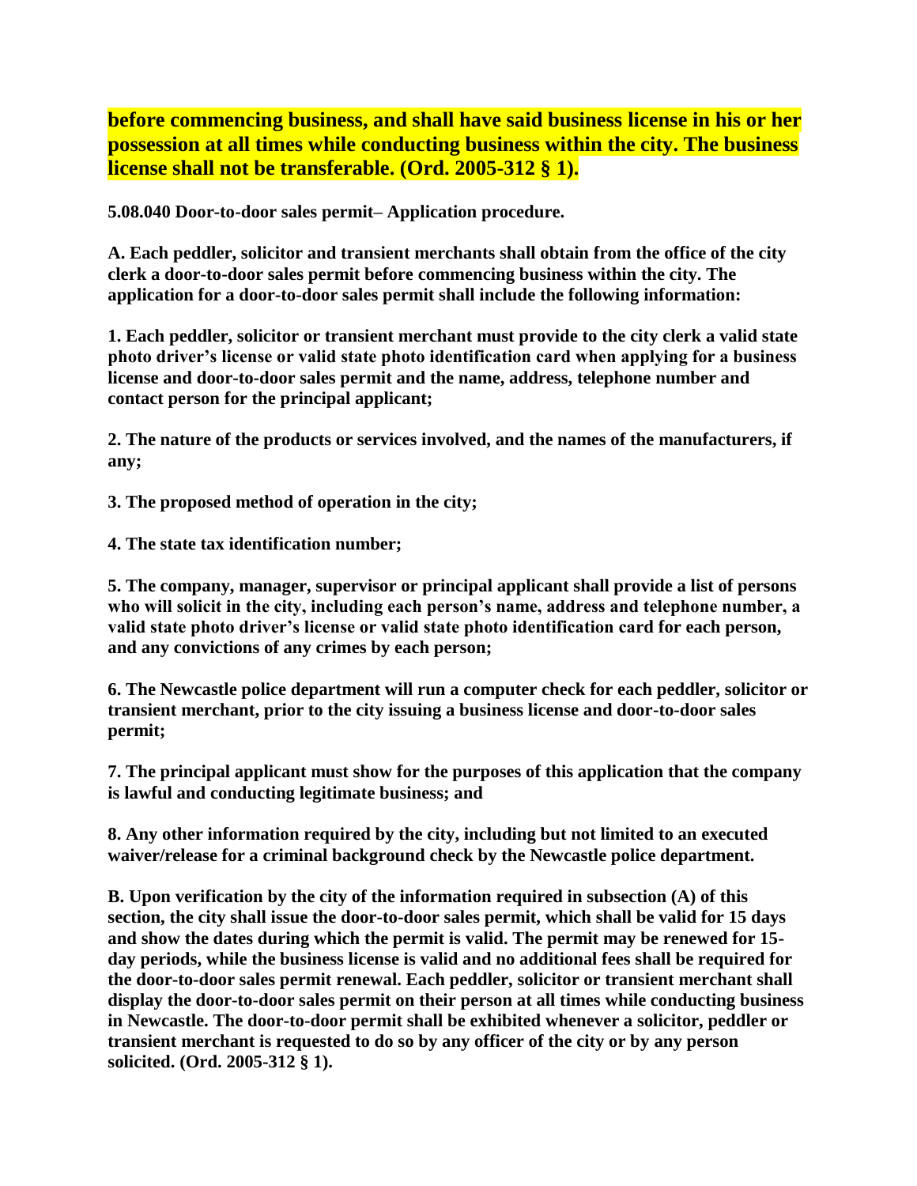**before commencing business, and shall have said business license in his or her possession at all times while conducting business within the city. The business license shall not be transferable. (Ord. 2005-312 § 1).**

**5.08.040 Door-to-door sales permit– Application procedure.**

**A. Each peddler, solicitor and transient merchants shall obtain from the office of the city clerk a door-to-door sales permit before commencing business within the city. The application for a door-to-door sales permit shall include the following information:**

**1. Each peddler, solicitor or transient merchant must provide to the city clerk a valid state photo driver's license or valid state photo identification card when applying for a business license and door-to-door sales permit and the name, address, telephone number and contact person for the principal applicant;**

**2. The nature of the products or services involved, and the names of the manufacturers, if any;**

**3. The proposed method of operation in the city;**

**4. The state tax identification number;**

**5. The company, manager, supervisor or principal applicant shall provide a list of persons who will solicit in the city, including each person's name, address and telephone number, a valid state photo driver's license or valid state photo identification card for each person, and any convictions of any crimes by each person;**

**6. The Newcastle police department will run a computer check for each peddler, solicitor or transient merchant, prior to the city issuing a business license and door-to-door sales permit;**

**7. The principal applicant must show for the purposes of this application that the company is lawful and conducting legitimate business; and**

**8. Any other information required by the city, including but not limited to an executed waiver/release for a criminal background check by the Newcastle police department.**

**B. Upon verification by the city of the information required in subsection (A) of this section, the city shall issue the door-to-door sales permit, which shall be valid for 15 days and show the dates during which the permit is valid. The permit may be renewed for 15-day periods, while the business license is valid and no additional fees shall be required for the door-to-door sales permit renewal. Each peddler, solicitor or transient merchant shall display the door-to-door sales permit on their person at all times while conducting business in Newcastle. The door-to-door permit shall be exhibited whenever a solicitor, peddler or transient merchant is requested to do so by any officer of the city or by any person solicited. (Ord. 2005-312 § 1).**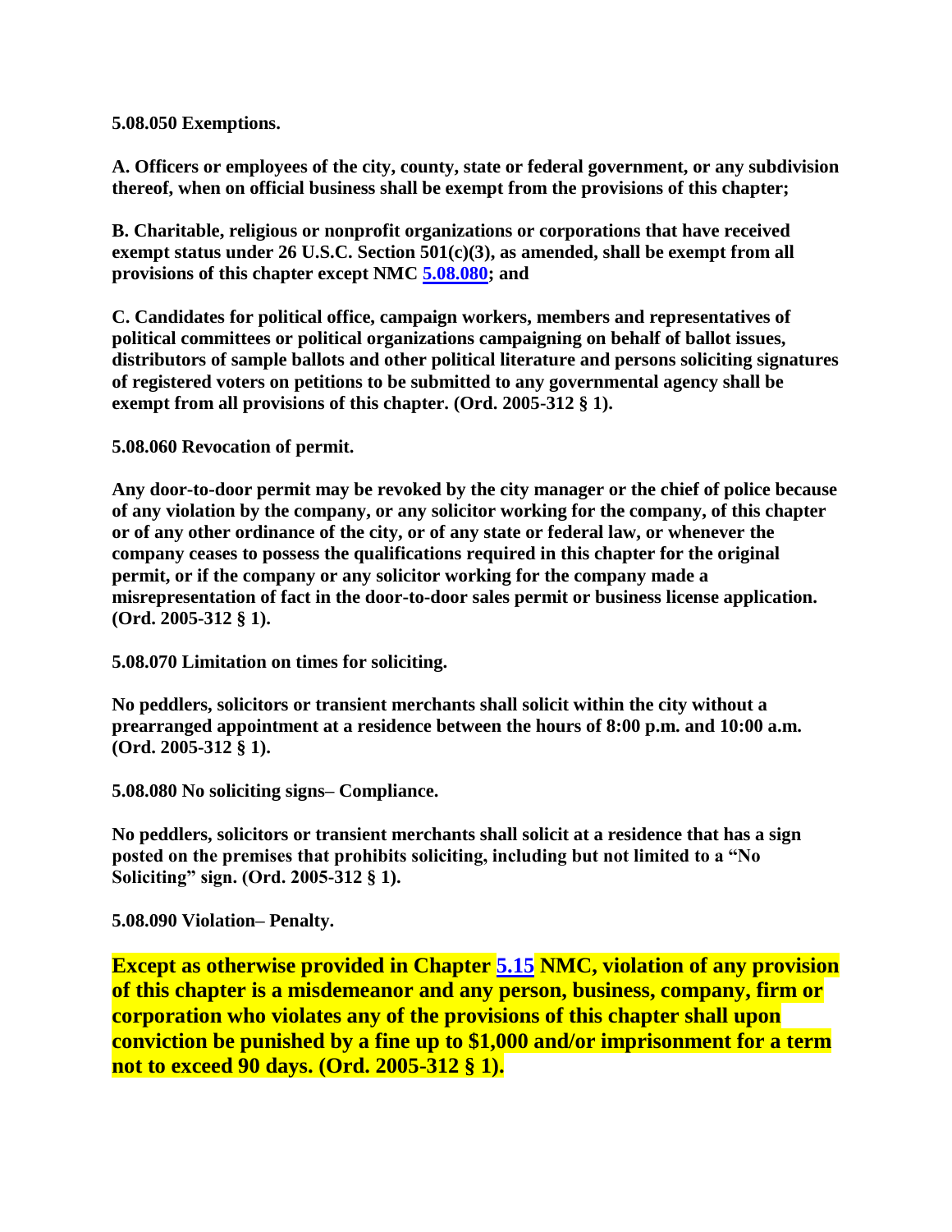**5.08.050 Exemptions.**

**A. Officers or employees of the city, county, state or federal government, or any subdivision thereof, when on official business shall be exempt from the provisions of this chapter;**

**B. Charitable, religious or nonprofit organizations or corporations that have received exempt status under 26 U.S.C. Section 501(c)(3), as amended, shall be exempt from all provisions of this chapter except NMC 5.08.080; and**

**C. Candidates for political office, campaign workers, members and representatives of political committees or political organizations campaigning on behalf of ballot issues, distributors of sample ballots and other political literature and persons soliciting signatures of registered voters on petitions to be submitted to any governmental agency shall be exempt from all provisions of this chapter. (Ord. 2005-312 § 1).**

**5.08.060 Revocation of permit.**

**Any door-to-door permit may be revoked by the city manager or the chief of police because of any violation by the company, or any solicitor working for the company, of this chapter or of any other ordinance of the city, or of any state or federal law, or whenever the company ceases to possess the qualifications required in this chapter for the original permit, or if the company or any solicitor working for the company made a misrepresentation of fact in the door-to-door sales permit or business license application. (Ord. 2005-312 § 1).**

**5.08.070 Limitation on times for soliciting.**

**No peddlers, solicitors or transient merchants shall solicit within the city without a prearranged appointment at a residence between the hours of 8:00 p.m. and 10:00 a.m. (Ord. 2005-312 § 1).**

**5.08.080 No soliciting signs– Compliance.**

**No peddlers, solicitors or transient merchants shall solicit at a residence that has a sign posted on the premises that prohibits soliciting, including but not limited to a "No Soliciting" sign. (Ord. 2005-312 § 1).**

**5.08.090 Violation– Penalty.**

**Except as otherwise provided in Chapter 5.15 NMC, violation of any provision of this chapter is a misdemeanor and any person, business, company, firm or corporation who violates any of the provisions of this chapter shall upon conviction be punished by a fine up to $1,000 and/or imprisonment for a term not to exceed 90 days. (Ord. 2005-312 § 1).**